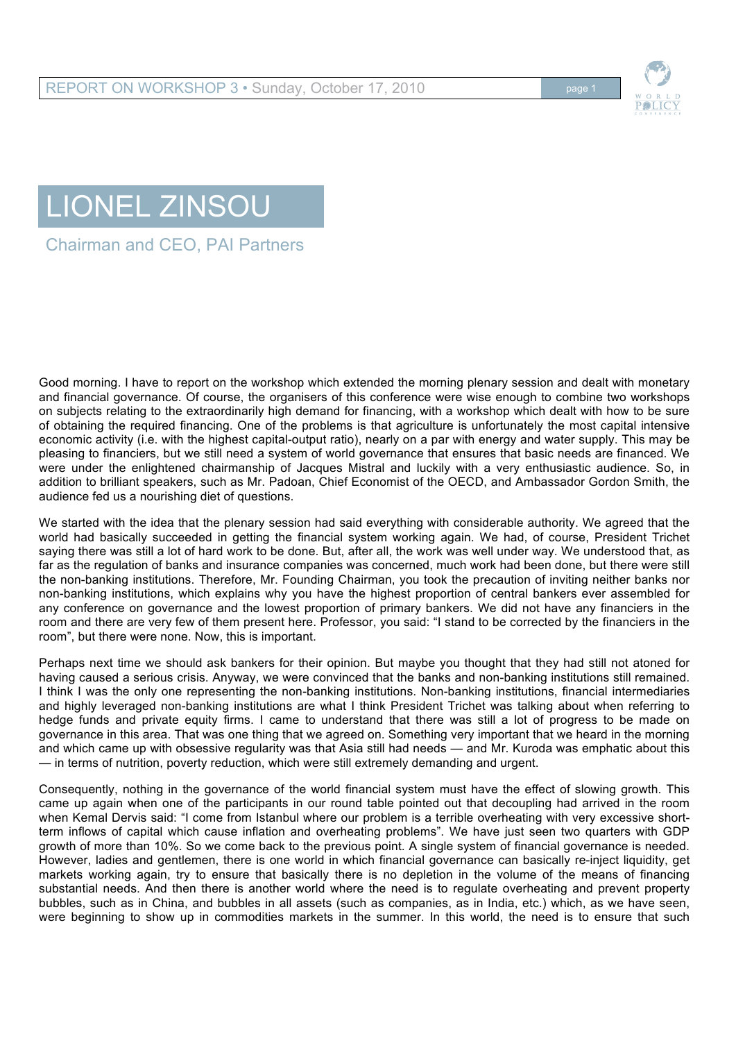# LIONEL ZINSOU

Chairman and CEO, PAI Partners

Good morning. I have to report on the workshop which extended the morning plenary session and dealt with monetary and financial governance. Of course, the organisers of this conference were wise enough to combine two workshops on subjects relating to the extraordinarily high demand for financing, with a workshop which dealt with how to be sure of obtaining the required financing. One of the problems is that agriculture is unfortunately the most capital intensive economic activity (i.e. with the highest capital-output ratio), nearly on a par with energy and water supply. This may be pleasing to financiers, but we still need a system of world governance that ensures that basic needs are financed. We were under the enlightened chairmanship of Jacques Mistral and luckily with a very enthusiastic audience. So, in addition to brilliant speakers, such as Mr. Padoan, Chief Economist of the OECD, and Ambassador Gordon Smith, the audience fed us a nourishing diet of questions.

We started with the idea that the plenary session had said everything with considerable authority. We agreed that the world had basically succeeded in getting the financial system working again. We had, of course, President Trichet saying there was still a lot of hard work to be done. But, after all, the work was well under way. We understood that, as far as the regulation of banks and insurance companies was concerned, much work had been done, but there were still the non-banking institutions. Therefore, Mr. Founding Chairman, you took the precaution of inviting neither banks nor non-banking institutions, which explains why you have the highest proportion of central bankers ever assembled for any conference on governance and the lowest proportion of primary bankers. We did not have any financiers in the room and there are very few of them present here. Professor, you said: "I stand to be corrected by the financiers in the room", but there were none. Now, this is important.

Perhaps next time we should ask bankers for their opinion. But maybe you thought that they had still not atoned for having caused a serious crisis. Anyway, we were convinced that the banks and non-banking institutions still remained. I think I was the only one representing the non-banking institutions. Non-banking institutions, financial intermediaries and highly leveraged non-banking institutions are what I think President Trichet was talking about when referring to hedge funds and private equity firms. I came to understand that there was still a lot of progress to be made on governance in this area. That was one thing that we agreed on. Something very important that we heard in the morning and which came up with obsessive regularity was that Asia still had needs — and Mr. Kuroda was emphatic about this — in terms of nutrition, poverty reduction, which were still extremely demanding and urgent.

Consequently, nothing in the governance of the world financial system must have the effect of slowing growth. This came up again when one of the participants in our round table pointed out that decoupling had arrived in the room when Kemal Dervis said: "I come from Istanbul where our problem is a terrible overheating with very excessive short-term inflows of capital which cause inflation and overheating problems". We have just seen two quarters with GDP growth of more than 10%. So we come back to the previous point. A single system of financial governance is needed. However, ladies and gentlemen, there is one world in which financial governance can basically re-inject liquidity, get markets working again, try to ensure that basically there is no depletion in the volume of the means of financing substantial needs. And then there is another world where the need is to regulate overheating and prevent property bubbles, such as in China, and bubbles in all assets (such as companies, as in India, etc.) which, as we have seen, were beginning to show up in commodities markets in the summer. In this world, the need is to ensure that such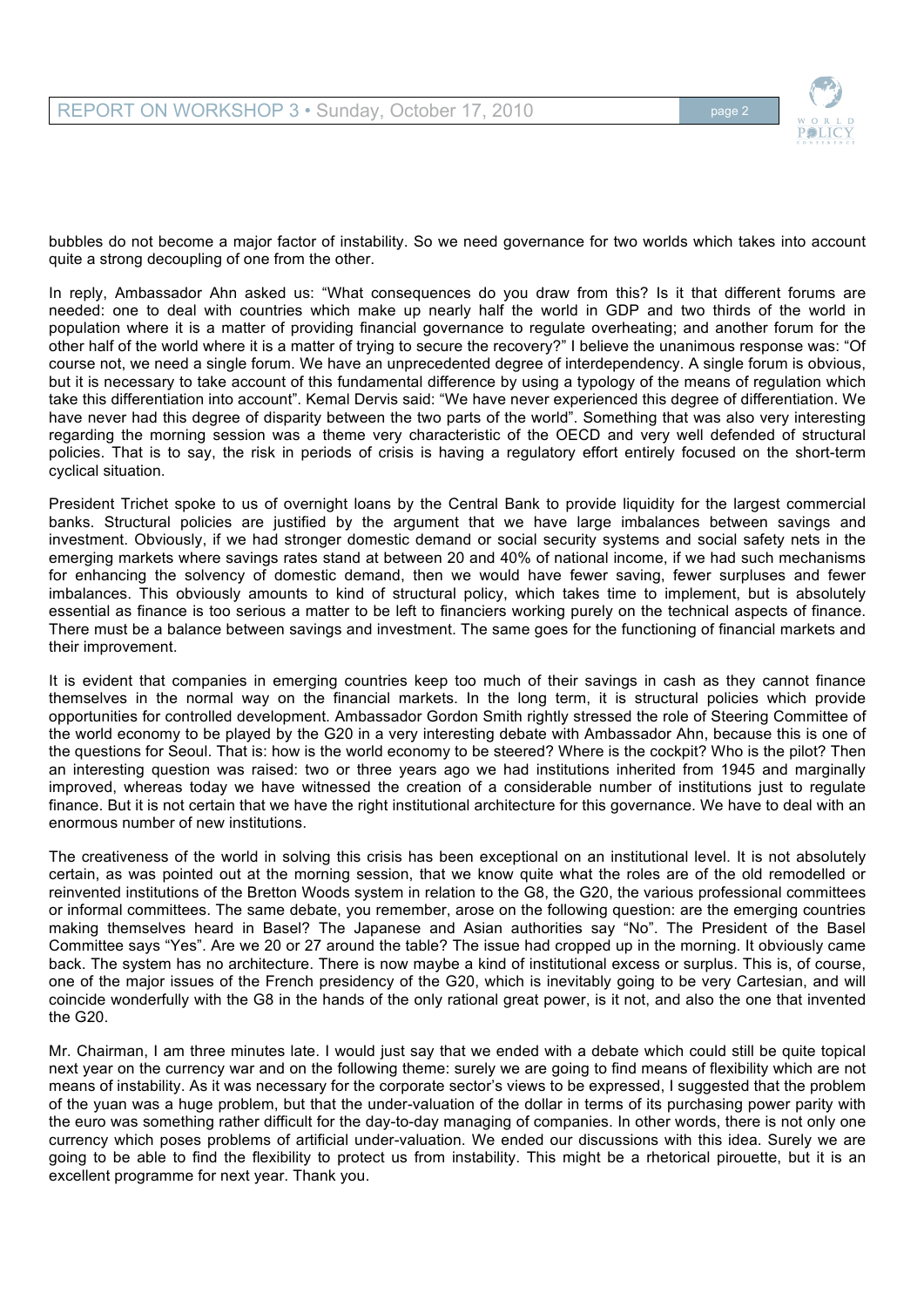bubbles do not become a major factor of instability. So we need governance for two worlds which takes into account quite a strong decoupling of one from the other.

In reply, Ambassador Ahn asked us: "What consequences do you draw from this? Is it that different forums are needed: one to deal with countries which make up nearly half the world in GDP and two thirds of the world in population where it is a matter of providing financial governance to regulate overheating; and another forum for the other half of the world where it is a matter of trying to secure the recovery?" I believe the unanimous response was: "Of course not, we need a single forum. We have an unprecedented degree of interdependency. A single forum is obvious, but it is necessary to take account of this fundamental difference by using a typology of the means of regulation which take this differentiation into account". Kemal Dervis said: "We have never experienced this degree of differentiation. We have never had this degree of disparity between the two parts of the world". Something that was also very interesting regarding the morning session was a theme very characteristic of the OECD and very well defended of structural policies. That is to say, the risk in periods of crisis is having a regulatory effort entirely focused on the short-term cyclical situation.

President Trichet spoke to us of overnight loans by the Central Bank to provide liquidity for the largest commercial banks. Structural policies are justified by the argument that we have large imbalances between savings and investment. Obviously, if we had stronger domestic demand or social security systems and social safety nets in the emerging markets where savings rates stand at between 20 and 40% of national income, if we had such mechanisms for enhancing the solvency of domestic demand, then we would have fewer saving, fewer surpluses and fewer imbalances. This obviously amounts to kind of structural policy, which takes time to implement, but is absolutely essential as finance is too serious a matter to be left to financiers working purely on the technical aspects of finance. There must be a balance between savings and investment. The same goes for the functioning of financial markets and their improvement.

It is evident that companies in emerging countries keep too much of their savings in cash as they cannot finance themselves in the normal way on the financial markets. In the long term, it is structural policies which provide opportunities for controlled development. Ambassador Gordon Smith rightly stressed the role of Steering Committee of the world economy to be played by the G20 in a very interesting debate with Ambassador Ahn, because this is one of the questions for Seoul. That is: how is the world economy to be steered? Where is the cockpit? Who is the pilot? Then an interesting question was raised: two or three years ago we had institutions inherited from 1945 and marginally improved, whereas today we have witnessed the creation of a considerable number of institutions just to regulate finance. But it is not certain that we have the right institutional architecture for this governance. We have to deal with an enormous number of new institutions.

The creativeness of the world in solving this crisis has been exceptional on an institutional level. It is not absolutely certain, as was pointed out at the morning session, that we know quite what the roles are of the old remodelled or reinvented institutions of the Bretton Woods system in relation to the G8, the G20, the various professional committees or informal committees. The same debate, you remember, arose on the following question: are the emerging countries making themselves heard in Basel? The Japanese and Asian authorities say "No". The President of the Basel Committee says "Yes". Are we 20 or 27 around the table? The issue had cropped up in the morning. It obviously came back. The system has no architecture. There is now maybe a kind of institutional excess or surplus. This is, of course, one of the major issues of the French presidency of the G20, which is inevitably going to be very Cartesian, and will coincide wonderfully with the G8 in the hands of the only rational great power, is it not, and also the one that invented the G20.

Mr. Chairman, I am three minutes late. I would just say that we ended with a debate which could still be quite topical next year on the currency war and on the following theme: surely we are going to find means of flexibility which are not means of instability. As it was necessary for the corporate sector's views to be expressed, I suggested that the problem of the yuan was a huge problem, but that the under-valuation of the dollar in terms of its purchasing power parity with the euro was something rather difficult for the day-to-day managing of companies. In other words, there is not only one currency which poses problems of artificial under-valuation. We ended our discussions with this idea. Surely we are going to be able to find the flexibility to protect us from instability. This might be a rhetorical pirouette, but it is an excellent programme for next year. Thank you.